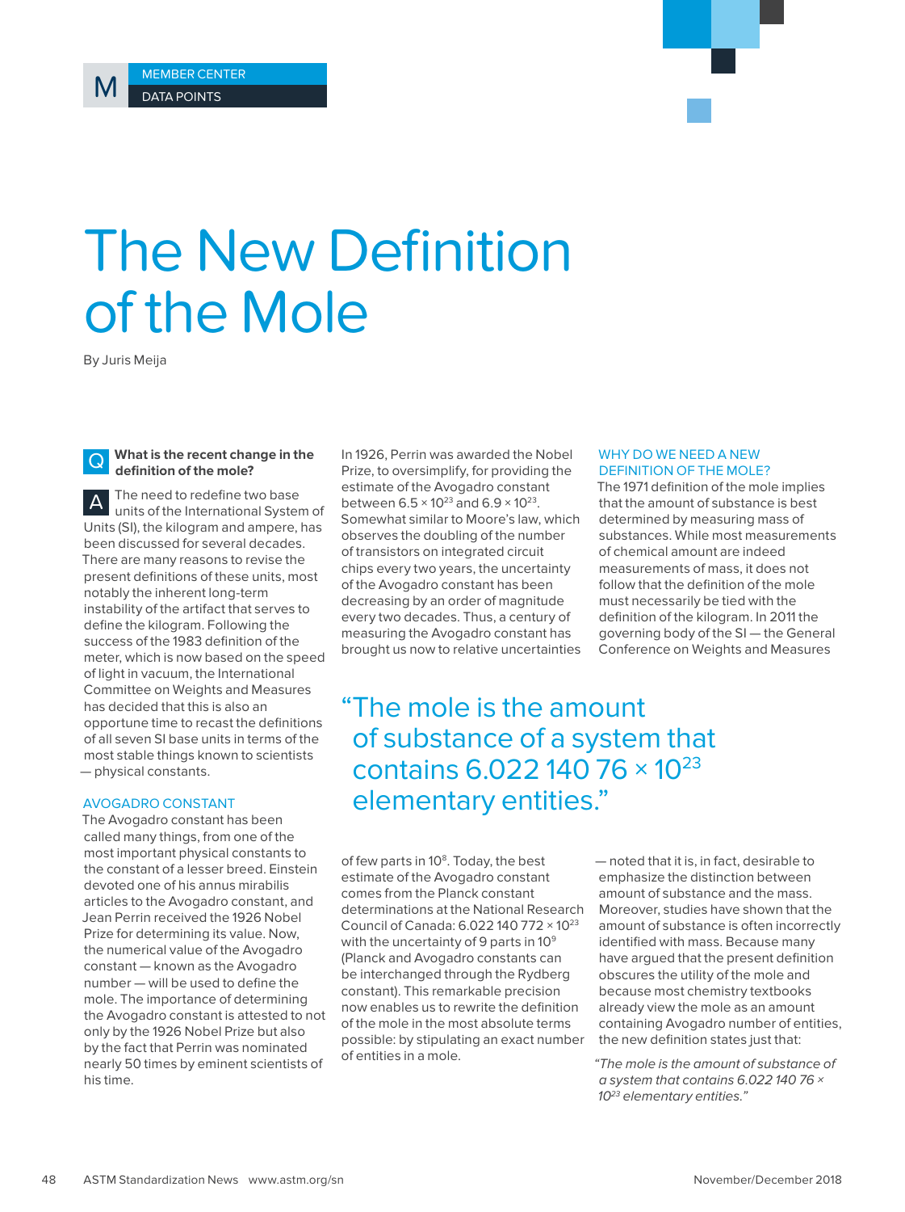MEMBER CENTER
DATA POINTS

# The New Definition of the Mole

By Juris Meija

**Q What is the recent change in the definition of the mole?**

**A** The need to redefine two base units of the International System of Units (SI), the kilogram and ampere, has been discussed for several decades. There are many reasons to revise the present definitions of these units, most notably the inherent long-term instability of the artifact that serves to define the kilogram. Following the success of the 1983 definition of the meter, which is now based on the speed of light in vacuum, the International Committee on Weights and Measures has decided that this is also an opportune time to recast the definitions of all seven SI base units in terms of the most stable things known to scientists — physical constants.

## AVOGADRO CONSTANT

The Avogadro constant has been called many things, from one of the most important physical constants to the constant of a lesser breed. Einstein devoted one of his annus mirabilis articles to the Avogadro constant, and Jean Perrin received the 1926 Nobel Prize for determining its value. Now, the numerical value of the Avogadro constant — known as the Avogadro number — will be used to define the mole. The importance of determining the Avogadro constant is attested to not only by the 1926 Nobel Prize but also by the fact that Perrin was nominated nearly 50 times by eminent scientists of his time.

In 1926, Perrin was awarded the Nobel Prize, to oversimplify, for providing the estimate of the Avogadro constant between $6.5 \times 10^{23}$ and $6.9 \times 10^{23}$. Somewhat similar to Moore's law, which observes the doubling of the number of transistors on integrated circuit chips every two years, the uncertainty of the Avogadro constant has been decreasing by an order of magnitude every two decades. Thus, a century of measuring the Avogadro constant has brought us now to relative uncertainties of few parts in $10^8$. Today, the best estimate of the Avogadro constant comes from the Planck constant determinations at the National Research Council of Canada: $6.022\,140\,772 \times 10^{23}$ with the uncertainty of 9 parts in $10^9$ (Planck and Avogadro constants can be interchanged through the Rydberg constant). This remarkable precision now enables us to rewrite the definition of the mole in the most absolute terms possible: by stipulating an exact number of entities in a mole.

> "The mole is the amount of substance of a system that contains $6.022\,140\,76 \times 10^{23}$ elementary entities."

## WHY DO WE NEED A NEW DEFINITION OF THE MOLE?

The 1971 definition of the mole implies that the amount of substance is best determined by measuring mass of substances. While most measurements of chemical amount are indeed measurements of mass, it does not follow that the definition of the mole must necessarily be tied with the definition of the kilogram. In 2011 the governing body of the SI — the General Conference on Weights and Measures — noted that it is, in fact, desirable to emphasize the distinction between amount of substance and the mass. Moreover, studies have shown that the amount of substance is often incorrectly identified with mass. Because many have argued that the present definition obscures the utility of the mole and because most chemistry textbooks already view the mole as an amount containing Avogadro number of entities, the new definition states just that:

*"The mole is the amount of substance of a system that contains $6.022\,140\,76 \times 10^{23}$ elementary entities."*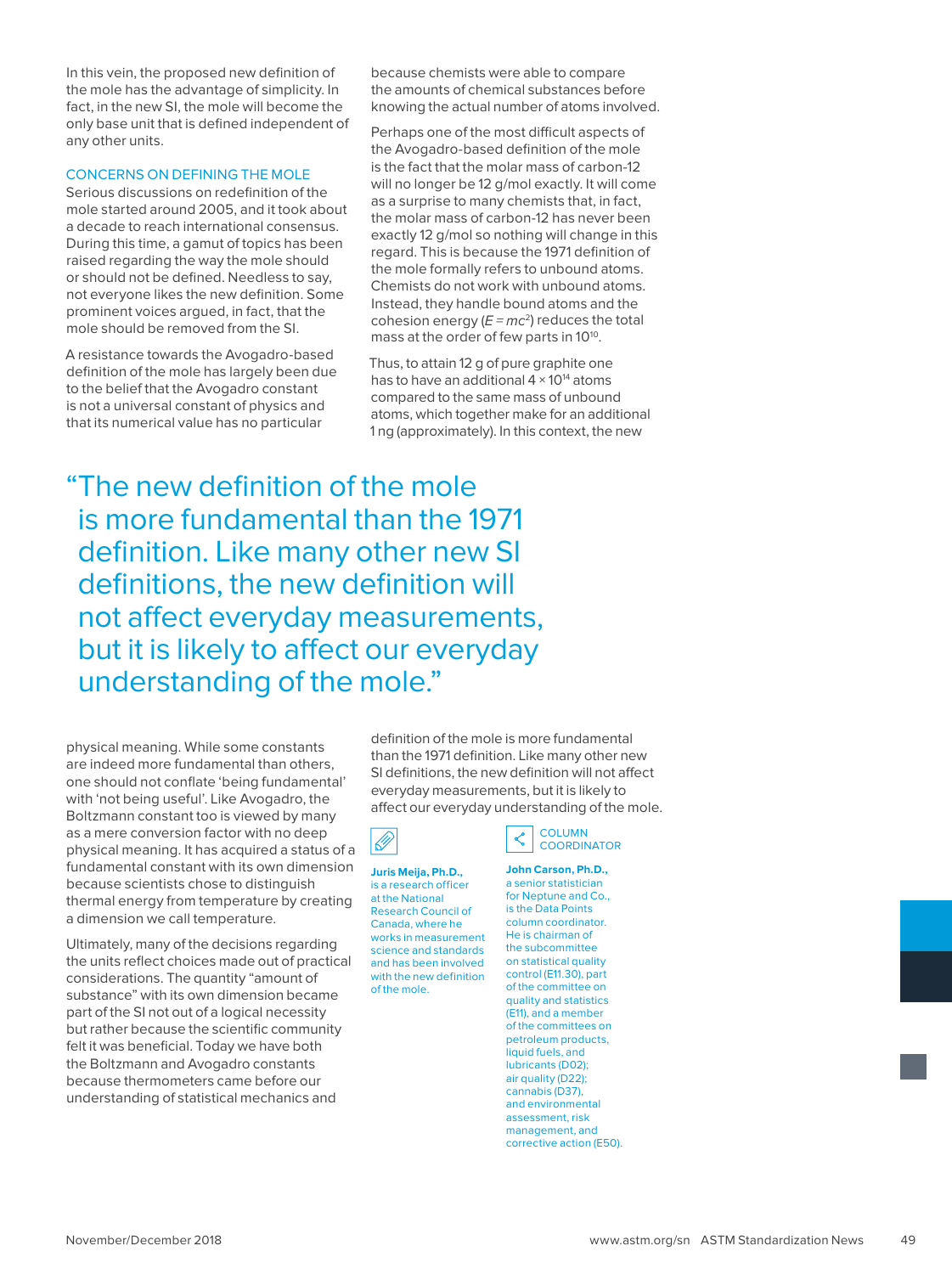In this vein, the proposed new definition of the mole has the advantage of simplicity. In fact, in the new SI, the mole will become the only base unit that is defined independent of any other units.

## CONCERNS ON DEFINING THE MOLE

Serious discussions on redefinition of the mole started around 2005, and it took about a decade to reach international consensus. During this time, a gamut of topics has been raised regarding the way the mole should or should not be defined. Needless to say, not everyone likes the new definition. Some prominent voices argued, in fact, that the mole should be removed from the SI.

A resistance towards the Avogadro-based definition of the mole has largely been due to the belief that the Avogadro constant is not a universal constant of physics and that its numerical value has no particular physical meaning. While some constants are indeed more fundamental than others, one should not conflate 'being fundamental' with 'not being useful'. Like Avogadro, the Boltzmann constant too is viewed by many as a mere conversion factor with no deep physical meaning. It has acquired a status of a fundamental constant with its own dimension because scientists chose to distinguish thermal energy from temperature by creating a dimension we call temperature.

Ultimately, many of the decisions regarding the units reflect choices made out of practical considerations. The quantity "amount of substance" with its own dimension became part of the SI not out of a logical necessity but rather because the scientific community felt it was beneficial. Today we have both the Boltzmann and Avogadro constants because thermometers came before our understanding of statistical mechanics and because chemists were able to compare the amounts of chemical substances before knowing the actual number of atoms involved.

Perhaps one of the most difficult aspects of the Avogadro-based definition of the mole is the fact that the molar mass of carbon-12 will no longer be 12 g/mol exactly. It will come as a surprise to many chemists that, in fact, the molar mass of carbon-12 has never been exactly 12 g/mol so nothing will change in this regard. This is because the 1971 definition of the mole formally refers to unbound atoms. Chemists do not work with unbound atoms. Instead, they handle bound atoms and the cohesion energy ($E = mc^2$) reduces the total mass at the order of few parts in $10^{10}$.

Thus, to attain 12 g of pure graphite one has to have an additional $4 \times 10^{14}$ atoms compared to the same mass of unbound atoms, which together make for an additional 1 ng (approximately). In this context, the new definition of the mole is more fundamental than the 1971 definition. Like many other new SI definitions, the new definition will not affect everyday measurements, but it is likely to affect our everyday understanding of the mole.

> "The new definition of the mole is more fundamental than the 1971 definition. Like many other new SI definitions, the new definition will not affect everyday measurements, but it is likely to affect our everyday understanding of the mole."

**Juris Meija, Ph.D.,** is a research officer at the National Research Council of Canada, where he works in measurement science and standards and has been involved with the new definition of the mole.

COLUMN COORDINATOR

**John Carson, Ph.D.,** a senior statistician for Neptune and Co., is the Data Points column coordinator. He is chairman of the subcommittee on statistical quality control (E11.30), part of the committee on quality and statistics (E11), and a member of the committees on petroleum products, liquid fuels, and lubricants (D02); air quality (D22); cannabis (D37), and environmental assessment, risk management, and corrective action (E50).